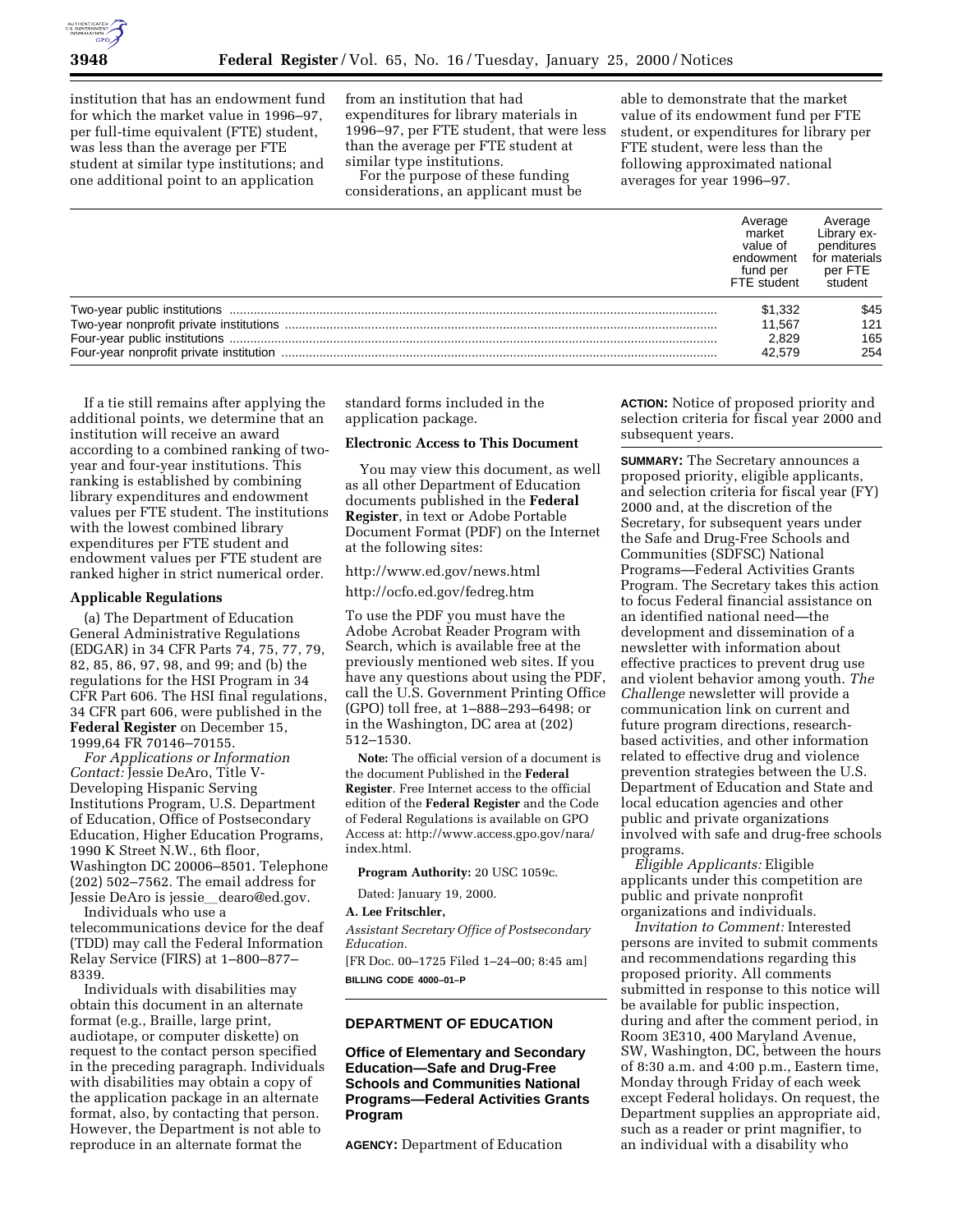institution that has an endowment fund for which the market value in 1996–97, per full-time equivalent (FTE) student, was less than the average per FTE student at similar type institutions; and one additional point to an application from an institution that had expenditures for library materials in 1996–97, per FTE student, that were less than the average per FTE student at similar type institutions.

For the purpose of these funding considerations, an applicant must be able to demonstrate that the market value of its endowment fund per FTE student, or expenditures for library per FTE student, were less than the following approximated national averages for year 1996–97.

| | Average market value of endowment fund per FTE student | Average Library expenditures for materials per FTE student |
|---|---|---|
| Two-year public institutions | $1,332 | $45 |
| Two-year nonprofit private institutions | 11,567 | 121 |
| Four-year public institutions | 2,829 | 165 |
| Four-year nonprofit private institution | 42,579 | 254 |

If a tie still remains after applying the additional points, we determine that an institution will receive an award according to a combined ranking of two-year and four-year institutions. This ranking is established by combining library expenditures and endowment values per FTE student. The institutions with the lowest combined library expenditures per FTE student and endowment values per FTE student are ranked higher in strict numerical order.

**Applicable Regulations**

(a) The Department of Education General Administrative Regulations (EDGAR) in 34 CFR Parts 74, 75, 77, 79, 82, 85, 86, 97, 98, and 99; and (b) the regulations for the HSI Program in 34 CFR Part 606. The HSI final regulations, 34 CFR part 606, were published in the **Federal Register** on December 15, 1999,64 FR 70146–70155.

*For Applications or Information Contact:* Jessie DeAro, Title V-Developing Hispanic Serving Institutions Program, U.S. Department of Education, Office of Postsecondary Education, Higher Education Programs, 1990 K Street N.W., 6th floor, Washington DC 20006–8501. Telephone (202) 502–7562. The email address for Jessie DeAro is jessie_dearo@ed.gov.

Individuals who use a telecommunications device for the deaf (TDD) may call the Federal Information Relay Service (FIRS) at 1–800–877–8339.

Individuals with disabilities may obtain this document in an alternate format (e.g., Braille, large print, audiotape, or computer diskette) on request to the contact person specified in the preceding paragraph. Individuals with disabilities may obtain a copy of the application package in an alternate format, also, by contacting that person. However, the Department is not able to reproduce in an alternate format the standard forms included in the application package.

**Electronic Access to This Document**

You may view this document, as well as all other Department of Education documents published in the **Federal Register**, in text or Adobe Portable Document Format (PDF) on the Internet at the following sites:

http://www.ed.gov/news.html

http://ocfo.ed.gov/fedreg.htm

To use the PDF you must have the Adobe Acrobat Reader Program with Search, which is available free at the previously mentioned web sites. If you have any questions about using the PDF, call the U.S. Government Printing Office (GPO) toll free, at 1–888–293–6498; or in the Washington, DC area at (202) 512–1530.

**Note:** The official version of a document is the document Published in the **Federal Register**. Free Internet access to the official edition of the **Federal Register** and the Code of Federal Regulations is available on GPO Access at: http://www.access.gpo.gov/nara/index.html.

**Program Authority:** 20 USC 1059c.

Dated: January 19, 2000.

**A. Lee Fritschler,**

*Assistant Secretary Office of Postsecondary Education.*

[FR Doc. 00–1725 Filed 1–24–00; 8:45 am]

**BILLING CODE 4000–01–P**

## DEPARTMENT OF EDUCATION

### Office of Elementary and Secondary Education—Safe and Drug-Free Schools and Communities National Programs—Federal Activities Grants Program

**AGENCY:** Department of Education

**ACTION:** Notice of proposed priority and selection criteria for fiscal year 2000 and subsequent years.

**SUMMARY:** The Secretary announces a proposed priority, eligible applicants, and selection criteria for fiscal year (FY) 2000 and, at the discretion of the Secretary, for subsequent years under the Safe and Drug-Free Schools and Communities (SDFSC) National Programs—Federal Activities Grants Program. The Secretary takes this action to focus Federal financial assistance on an identified national need—the development and dissemination of a newsletter with information about effective practices to prevent drug use and violent behavior among youth. *The Challenge* newsletter will provide a communication link on current and future program directions, research-based activities, and other information related to effective drug and violence prevention strategies between the U.S. Department of Education and State and local education agencies and other public and private organizations involved with safe and drug-free schools programs.

*Eligible Applicants:* Eligible applicants under this competition are public and private nonprofit organizations and individuals.

*Invitation to Comment:* Interested persons are invited to submit comments and recommendations regarding this proposed priority. All comments submitted in response to this notice will be available for public inspection, during and after the comment period, in Room 3E310, 400 Maryland Avenue, SW, Washington, DC, between the hours of 8:30 a.m. and 4:00 p.m., Eastern time, Monday through Friday of each week except Federal holidays. On request, the Department supplies an appropriate aid, such as a reader or print magnifier, to an individual with a disability who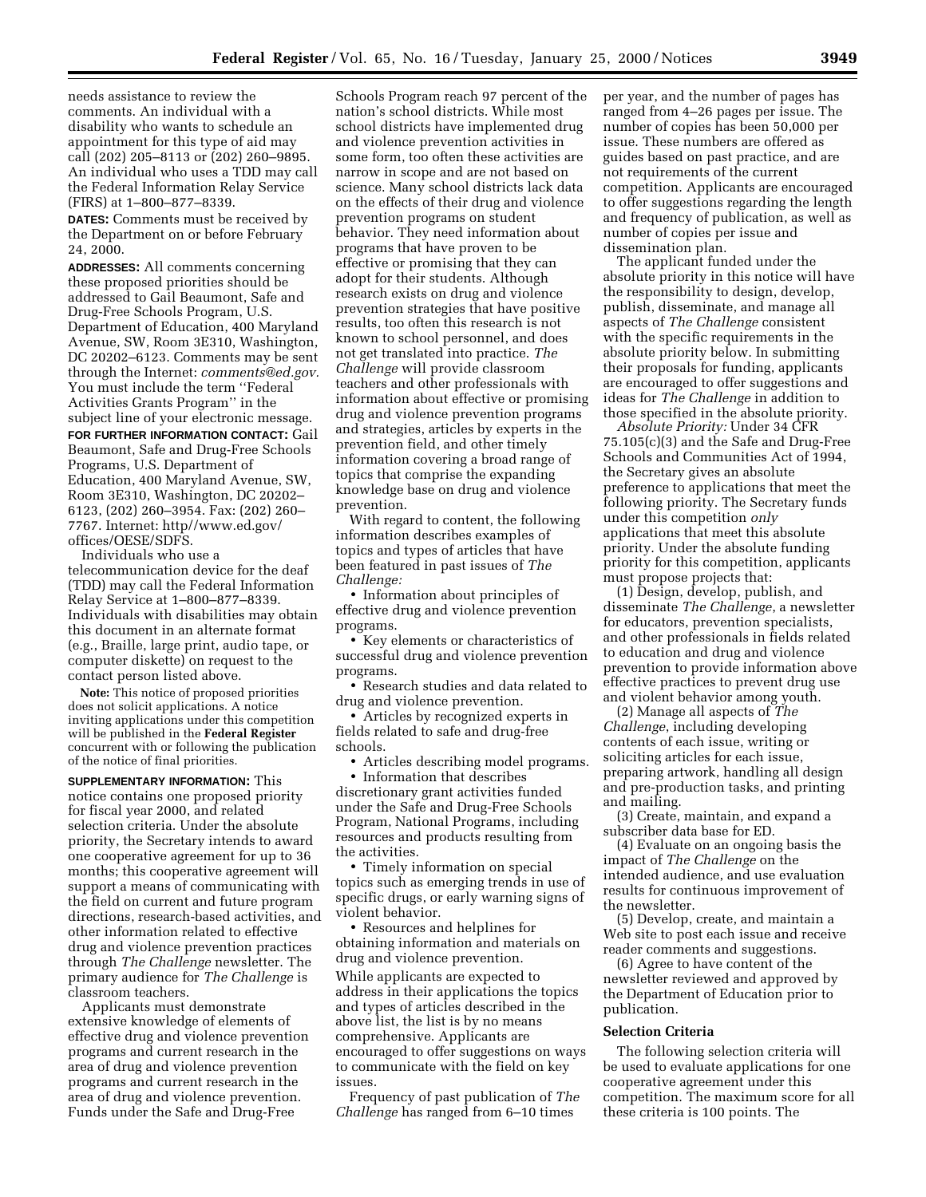needs assistance to review the comments. An individual with a disability who wants to schedule an appointment for this type of aid may call (202) 205–8113 or (202) 260–9895. An individual who uses a TDD may call the Federal Information Relay Service (FIRS) at 1–800–877–8339.

**DATES:** Comments must be received by the Department on or before February 24, 2000.

**ADDRESSES:** All comments concerning these proposed priorities should be addressed to Gail Beaumont, Safe and Drug-Free Schools Program, U.S. Department of Education, 400 Maryland Avenue, SW, Room 3E310, Washington, DC 20202–6123. Comments may be sent through the Internet: *comments@ed.gov.* You must include the term ''Federal Activities Grants Program'' in the subject line of your electronic message.

**FOR FURTHER INFORMATION CONTACT:** Gail Beaumont, Safe and Drug-Free Schools Programs, U.S. Department of Education, 400 Maryland Avenue, SW, Room 3E310, Washington, DC 20202–6123, (202) 260–3954. Fax: (202) 260–7767. Internet: http//www.ed.gov/offices/OESE/SDFS.

Individuals who use a telecommunication device for the deaf (TDD) may call the Federal Information Relay Service at 1–800–877–8339. Individuals with disabilities may obtain this document in an alternate format (e.g., Braille, large print, audio tape, or computer diskette) on request to the contact person listed above.

**Note:** This notice of proposed priorities does not solicit applications. A notice inviting applications under this competition will be published in the **Federal Register** concurrent with or following the publication of the notice of final priorities.

**SUPPLEMENTARY INFORMATION:** This notice contains one proposed priority for fiscal year 2000, and related selection criteria. Under the absolute priority, the Secretary intends to award one cooperative agreement for up to 36 months; this cooperative agreement will support a means of communicating with the field on current and future program directions, research-based activities, and other information related to effective drug and violence prevention practices through *The Challenge* newsletter. The primary audience for *The Challenge* is classroom teachers.

Applicants must demonstrate extensive knowledge of elements of effective drug and violence prevention programs and current research in the area of drug and violence prevention programs and current research in the area of drug and violence prevention. Funds under the Safe and Drug-Free Schools Program reach 97 percent of the nation's school districts. While most school districts have implemented drug and violence prevention activities in some form, too often these activities are narrow in scope and are not based on science. Many school districts lack data on the effects of their drug and violence prevention programs on student behavior. They need information about programs that have proven to be effective or promising that they can adopt for their students. Although research exists on drug and violence prevention strategies that have positive results, too often this research is not known to school personnel, and does not get translated into practice. *The Challenge* will provide classroom teachers and other professionals with information about effective or promising drug and violence prevention programs and strategies, articles by experts in the prevention field, and other timely information covering a broad range of topics that comprise the expanding knowledge base on drug and violence prevention.

With regard to content, the following information describes examples of topics and types of articles that have been featured in past issues of *The Challenge:*

- Information about principles of effective drug and violence prevention programs.
- Key elements or characteristics of successful drug and violence prevention programs.
- Research studies and data related to drug and violence prevention.
- Articles by recognized experts in fields related to safe and drug-free schools.
- Articles describing model programs.
- Information that describes discretionary grant activities funded under the Safe and Drug-Free Schools Program, National Programs, including resources and products resulting from the activities.
- Timely information on special topics such as emerging trends in use of specific drugs, or early warning signs of violent behavior.
- Resources and helplines for obtaining information and materials on drug and violence prevention.

While applicants are expected to address in their applications the topics and types of articles described in the above list, the list is by no means comprehensive. Applicants are encouraged to offer suggestions on ways to communicate with the field on key issues.

Frequency of past publication of *The Challenge* has ranged from 6–10 times per year, and the number of pages has ranged from 4–26 pages per issue. The number of copies has been 50,000 per issue. These numbers are offered as guides based on past practice, and are not requirements of the current competition. Applicants are encouraged to offer suggestions regarding the length and frequency of publication, as well as number of copies per issue and dissemination plan.

The applicant funded under the absolute priority in this notice will have the responsibility to design, develop, publish, disseminate, and manage all aspects of *The Challenge* consistent with the specific requirements in the absolute priority below. In submitting their proposals for funding, applicants are encouraged to offer suggestions and ideas for *The Challenge* in addition to those specified in the absolute priority.

*Absolute Priority:* Under 34 CFR 75.105(c)(3) and the Safe and Drug-Free Schools and Communities Act of 1994, the Secretary gives an absolute preference to applications that meet the following priority. The Secretary funds under this competition *only* applications that meet this absolute priority. Under the absolute funding priority for this competition, applicants must propose projects that:

(1) Design, develop, publish, and disseminate *The Challenge*, a newsletter for educators, prevention specialists, and other professionals in fields related to education and drug and violence prevention to provide information above effective practices to prevent drug use and violent behavior among youth.

(2) Manage all aspects of *The Challenge*, including developing contents of each issue, writing or soliciting articles for each issue, preparing artwork, handling all design and pre-production tasks, and printing and mailing.

(3) Create, maintain, and expand a subscriber data base for ED.

(4) Evaluate on an ongoing basis the impact of *The Challenge* on the intended audience, and use evaluation results for continuous improvement of the newsletter.

(5) Develop, create, and maintain a Web site to post each issue and receive reader comments and suggestions.

(6) Agree to have content of the newsletter reviewed and approved by the Department of Education prior to publication.

### Selection Criteria

The following selection criteria will be used to evaluate applications for one cooperative agreement under this competition. The maximum score for all these criteria is 100 points. The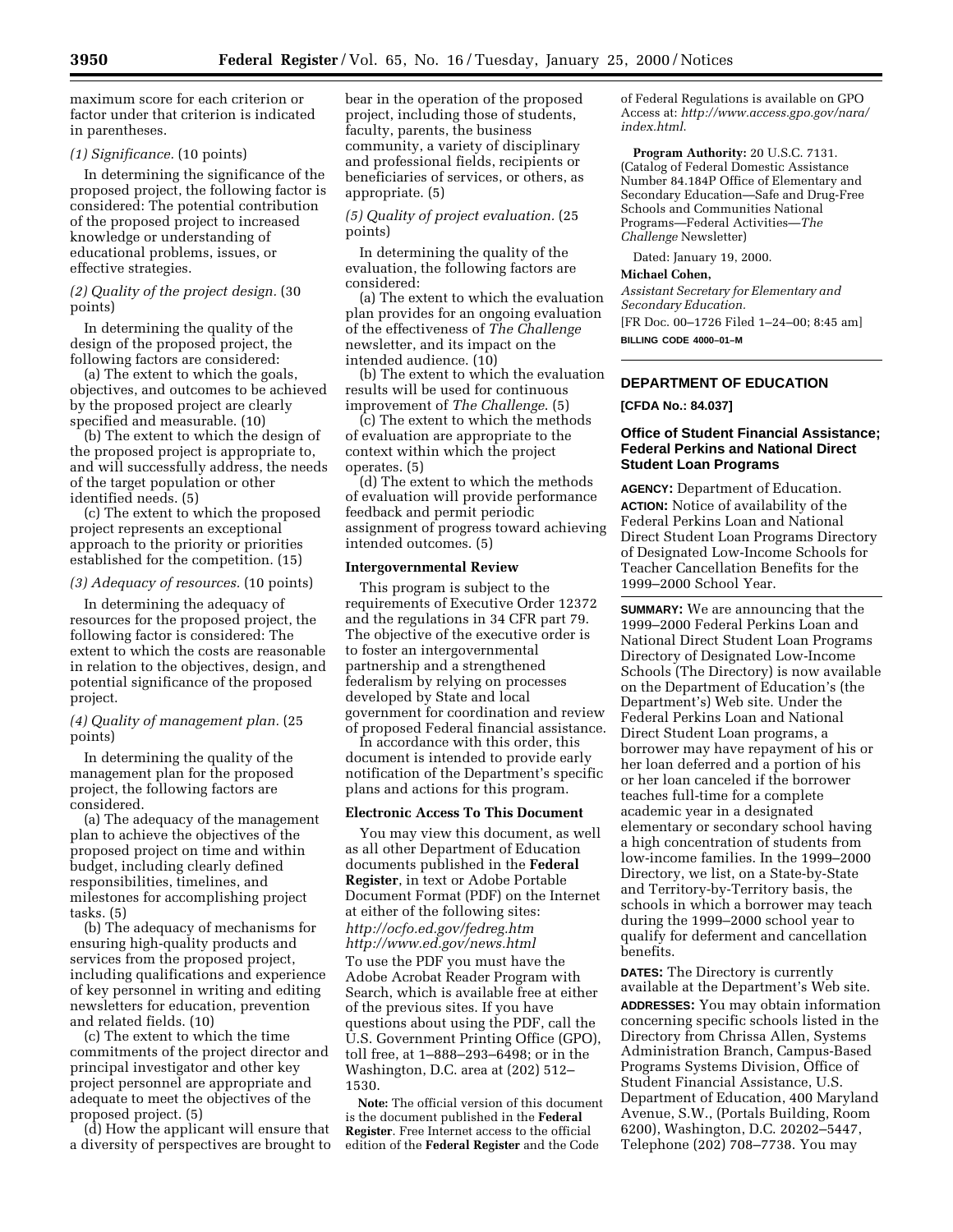maximum score for each criterion or factor under that criterion is indicated in parentheses.

*(1) Significance.* (10 points)

In determining the significance of the proposed project, the following factor is considered: The potential contribution of the proposed project to increased knowledge or understanding of educational problems, issues, or effective strategies.

*(2) Quality of the project design.* (30 points)

In determining the quality of the design of the proposed project, the following factors are considered:

(a) The extent to which the goals, objectives, and outcomes to be achieved by the proposed project are clearly specified and measurable. (10)

(b) The extent to which the design of the proposed project is appropriate to, and will successfully address, the needs of the target population or other identified needs. (5)

(c) The extent to which the proposed project represents an exceptional approach to the priority or priorities established for the competition. (15)

*(3) Adequacy of resources.* (10 points)

In determining the adequacy of resources for the proposed project, the following factor is considered: The extent to which the costs are reasonable in relation to the objectives, design, and potential significance of the proposed project.

*(4) Quality of management plan.* (25 points)

In determining the quality of the management plan for the proposed project, the following factors are considered.

(a) The adequacy of the management plan to achieve the objectives of the proposed project on time and within budget, including clearly defined responsibilities, timelines, and milestones for accomplishing project tasks. (5)

(b) The adequacy of mechanisms for ensuring high-quality products and services from the proposed project, including qualifications and experience of key personnel in writing and editing newsletters for education, prevention and related fields. (10)

(c) The extent to which the time commitments of the project director and principal investigator and other key project personnel are appropriate and adequate to meet the objectives of the proposed project. (5)

(d) How the applicant will ensure that a diversity of perspectives are brought to bear in the operation of the proposed project, including those of students, faculty, parents, the business community, a variety of disciplinary and professional fields, recipients or beneficiaries of services, or others, as appropriate. (5)

*(5) Quality of project evaluation.* (25 points)

In determining the quality of the evaluation, the following factors are considered:

(a) The extent to which the evaluation plan provides for an ongoing evaluation of the effectiveness of *The Challenge* newsletter, and its impact on the intended audience. (10)

(b) The extent to which the evaluation results will be used for continuous improvement of *The Challenge*. (5)

(c) The extent to which the methods of evaluation are appropriate to the context within which the project operates. (5)

(d) The extent to which the methods of evaluation will provide performance feedback and permit periodic assignment of progress toward achieving intended outcomes. (5)

**Intergovernmental Review**

This program is subject to the requirements of Executive Order 12372 and the regulations in 34 CFR part 79. The objective of the executive order is to foster an intergovernmental partnership and a strengthened federalism by relying on processes developed by State and local government for coordination and review of proposed Federal financial assistance.

In accordance with this order, this document is intended to provide early notification of the Department's specific plans and actions for this program.

**Electronic Access To This Document**

You may view this document, as well as all other Department of Education documents published in the **Federal Register**, in text or Adobe Portable Document Format (PDF) on the Internet at either of the following sites:
*http://ocfo.ed.gov/fedreg.htm*
*http://www.ed.gov/news.html*
To use the PDF you must have the Adobe Acrobat Reader Program with Search, which is available free at either of the previous sites. If you have questions about using the PDF, call the U.S. Government Printing Office (GPO), toll free, at 1–888–293–6498; or in the Washington, D.C. area at (202) 512–1530.

**Note:** The official version of this document is the document published in the **Federal Register**. Free Internet access to the official edition of the **Federal Register** and the Code of Federal Regulations is available on GPO Access at: *http://www.access.gpo.gov/nara/index.html.*

**Program Authority:** 20 U.S.C. 7131. (Catalog of Federal Domestic Assistance Number 84.184P Office of Elementary and Secondary Education—Safe and Drug-Free Schools and Communities National Programs—Federal Activities—*The Challenge* Newsletter)

Dated: January 19, 2000.

**Michael Cohen,**
*Assistant Secretary for Elementary and Secondary Education.*
[FR Doc. 00–1726 Filed 1–24–00; 8:45 am]
**BILLING CODE 4000–01–M**

## DEPARTMENT OF EDUCATION

**[CFDA No.: 84.037]**

### Office of Student Financial Assistance; Federal Perkins and National Direct Student Loan Programs

**AGENCY:** Department of Education.

**ACTION:** Notice of availability of the Federal Perkins Loan and National Direct Student Loan Programs Directory of Designated Low-Income Schools for Teacher Cancellation Benefits for the 1999–2000 School Year.

**SUMMARY:** We are announcing that the 1999–2000 Federal Perkins Loan and National Direct Student Loan Programs Directory of Designated Low-Income Schools (The Directory) is now available on the Department of Education's (the Department's) Web site. Under the Federal Perkins Loan and National Direct Student Loan programs, a borrower may have repayment of his or her loan deferred and a portion of his or her loan canceled if the borrower teaches full-time for a complete academic year in a designated elementary or secondary school having a high concentration of students from low-income families. In the 1999–2000 Directory, we list, on a State-by-State and Territory-by-Territory basis, the schools in which a borrower may teach during the 1999–2000 school year to qualify for deferment and cancellation benefits.

**DATES:** The Directory is currently available at the Department's Web site.

**ADDRESSES:** You may obtain information concerning specific schools listed in the Directory from Chrissa Allen, Systems Administration Branch, Campus-Based Programs Systems Division, Office of Student Financial Assistance, U.S. Department of Education, 400 Maryland Avenue, S.W., (Portals Building, Room 6200), Washington, D.C. 20202–5447, Telephone (202) 708–7738. You may